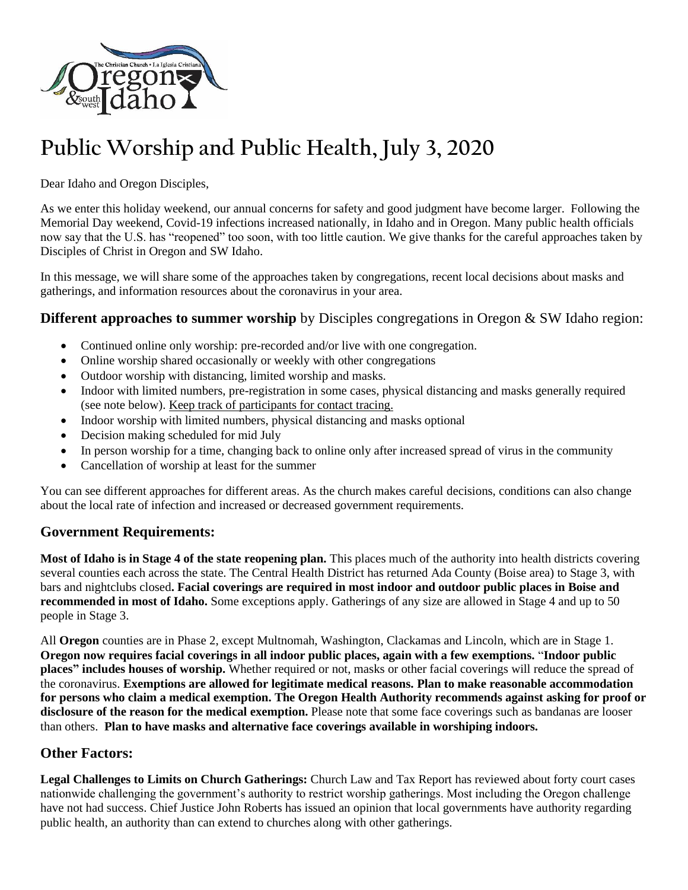# Public Worship and Public Health, July 3, 2020

Dear Idaho and Oregon Disciples,

As we enter this holiday weekend, our annual concerns for safety and good judgment have become larger. Following the Memorial Day weekend, Covid-19 infections increased nationally, in Idaho and in Oregon. Many public health officials now say that the U.S. has "reopened" too soon, with too little caution. We give thanks for the careful approaches taken by Disciples of Christ in Oregon and SW Idaho.

In this message, we will share some of the approaches taken by congregations, recent local decisions about masks and gatherings, and information resources about the coronavirus in your area.

## **Different approaches to summer worship** by Disciples congregations in Oregon & SW Idaho region:

- Continued online only worship: pre-recorded and/or live with one congregation.
- Online worship shared occasionally or weekly with other congregations
- Outdoor worship with distancing, limited worship and masks.
- Indoor with limited numbers, pre-registration in some cases, physical distancing and masks generally required (see note below). Keep track of participants for contact tracing.
- Indoor worship with limited numbers, physical distancing and masks optional
- Decision making scheduled for mid July
- In person worship for a time, changing back to online only after increased spread of virus in the community
- Cancellation of worship at least for the summer

You can see different approaches for different areas. As the church makes careful decisions, conditions can also change about the local rate of infection and increased or decreased government requirements.

## Government Requirements:

**Most of Idaho is in Stage 4 of the state reopening plan.** This places much of the authority into health districts covering several counties each across the state. The Central Health District has returned Ada County (Boise area) to Stage 3, with bars and nightclubs closed**. Facial coverings are required in most indoor and outdoor public places in Boise and recommended in most of Idaho.** Some exceptions apply. Gatherings of any size are allowed in Stage 4 and up to 50 people in Stage 3.

All **Oregon** counties are in Phase 2, except Multnomah, Washington, Clackamas and Lincoln, which are in Stage 1. **Oregon now requires facial coverings in all indoor public places, again with a few exemptions.** "**Indoor public places" includes houses of worship.** Whether required or not, masks or other facial coverings will reduce the spread of the coronavirus. **Exemptions are allowed for legitimate medical reasons. Plan to make reasonable accommodation for persons who claim a medical exemption. The Oregon Health Authority recommends against asking for proof or disclosure of the reason for the medical exemption.** Please note that some face coverings such as bandanas are looser than others. **Plan to have masks and alternative face coverings available in worshiping indoors.**

## Other Factors:

**Legal Challenges to Limits on Church Gatherings:** Church Law and Tax Report has reviewed about forty court cases nationwide challenging the government's authority to restrict worship gatherings. Most including the Oregon challenge have not had success. Chief Justice John Roberts has issued an opinion that local governments have authority regarding public health, an authority than can extend to churches along with other gatherings.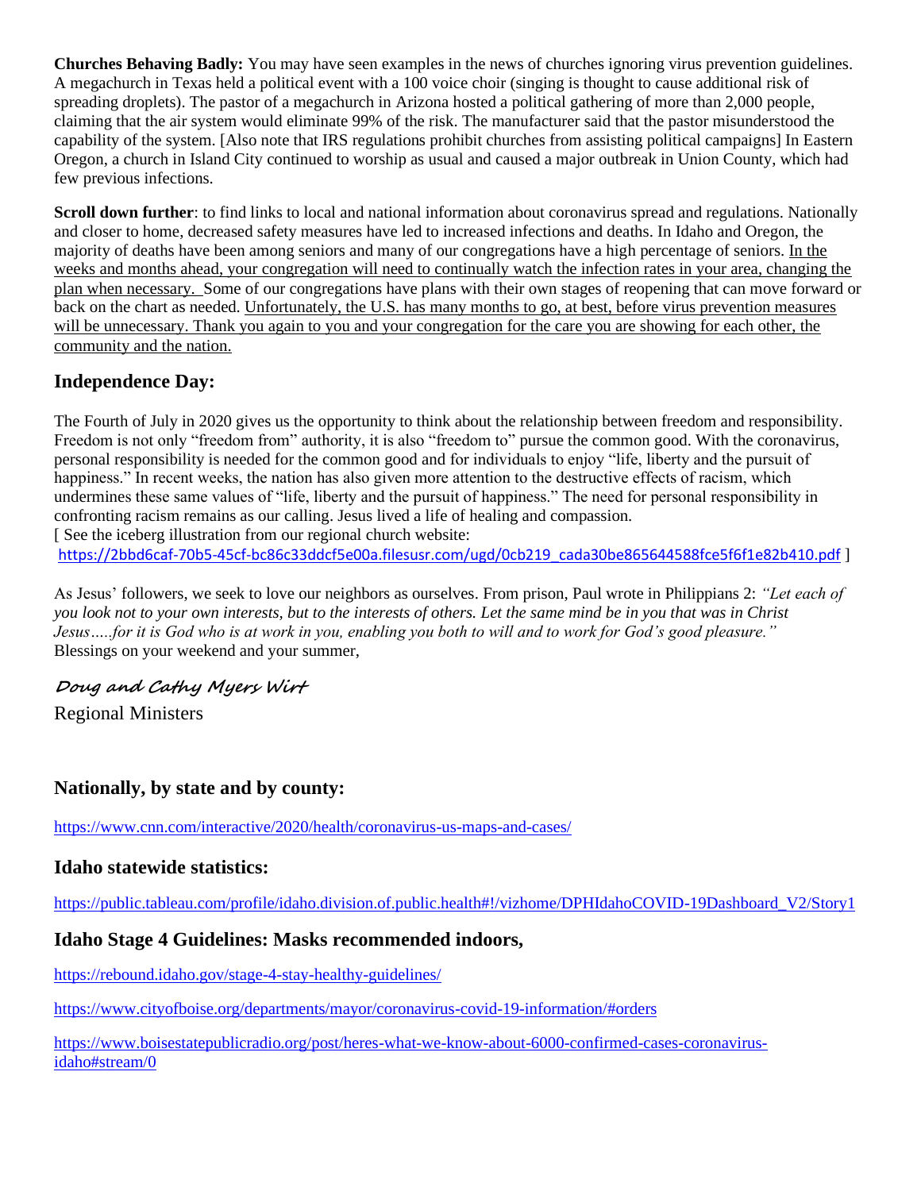**Churches Behaving Badly:** You may have seen examples in the news of churches ignoring virus prevention guidelines. A megachurch in Texas held a political event with a 100 voice choir (singing is thought to cause additional risk of spreading droplets). The pastor of a megachurch in Arizona hosted a political gathering of more than 2,000 people, claiming that the air system would eliminate 99% of the risk. The manufacturer said that the pastor misunderstood the capability of the system. [Also note that IRS regulations prohibit churches from assisting political campaigns] In Eastern Oregon, a church in Island City continued to worship as usual and caused a major outbreak in Union County, which had few previous infections.

**Scroll down further**: to find links to local and national information about coronavirus spread and regulations. Nationally and closer to home, decreased safety measures have led to increased infections and deaths. In Idaho and Oregon, the majority of deaths have been among seniors and many of our congregations have a high percentage of seniors. In the weeks and months ahead, your congregation will need to continually watch the infection rates in your area, changing the plan when necessary. Some of our congregations have plans with their own stages of reopening that can move forward or back on the chart as needed. Unfortunately, the U.S. has many months to go, at best, before virus prevention measures will be unnecessary. Thank you again to you and your congregation for the care you are showing for each other, the community and the nation.

## Independence Day:

The Fourth of July in 2020 gives us the opportunity to think about the relationship between freedom and responsibility. Freedom is not only "freedom from" authority, it is also "freedom to" pursue the common good. With the coronavirus, personal responsibility is needed for the common good and for individuals to enjoy "life, liberty and the pursuit of happiness." In recent weeks, the nation has also given more attention to the destructive effects of racism, which undermines these same values of "life, liberty and the pursuit of happiness." The need for personal responsibility in confronting racism remains as our calling. Jesus lived a life of healing and compassion.
[ See the iceberg illustration from our regional church website:
https://2bbd6caf-70b5-45cf-bc86c33ddcf5e00a.filesusr.com/ugd/0cb219_cada30be865644588fce5f6f1e82b410.pdf ]

As Jesus' followers, we seek to love our neighbors as ourselves. From prison, Paul wrote in Philippians 2: *"Let each of you look not to your own interests, but to the interests of others. Let the same mind be in you that was in Christ Jesus…..for it is God who is at work in you, enabling you both to will and to work for God's good pleasure."*
Blessings on your weekend and your summer,

*Doug and Cathy Myers Wirt*
Regional Ministers

## Nationally, by state and by county:

https://www.cnn.com/interactive/2020/health/coronavirus-us-maps-and-cases/

## Idaho statewide statistics:

https://public.tableau.com/profile/idaho.division.of.public.health#!/vizhome/DPHIdahoCOVID-19Dashboard_V2/Story1

## Idaho Stage 4 Guidelines: Masks recommended indoors,

https://rebound.idaho.gov/stage-4-stay-healthy-guidelines/

https://www.cityofboise.org/departments/mayor/coronavirus-covid-19-information/#orders

https://www.boisestatepublicradio.org/post/heres-what-we-know-about-6000-confirmed-cases-coronavirus-idaho#stream/0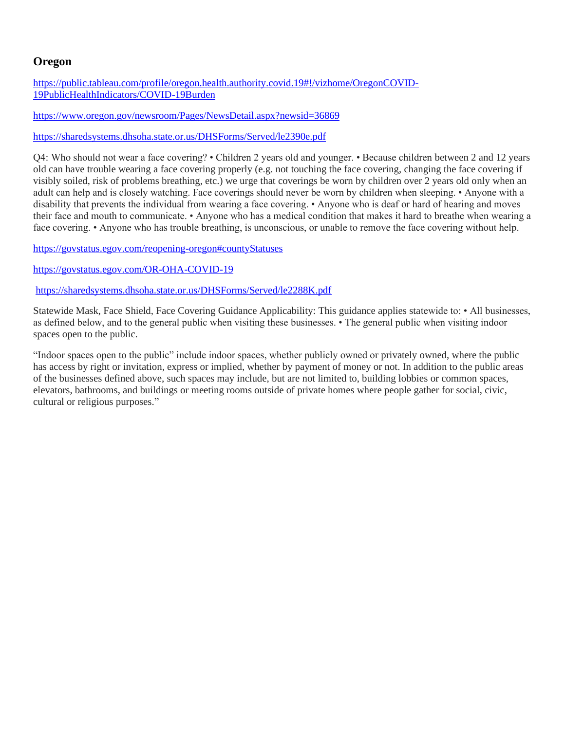## Oregon

https://public.tableau.com/profile/oregon.health.authority.covid.19#!/vizhome/OregonCOVID-19PublicHealthIndicators/COVID-19Burden

https://www.oregon.gov/newsroom/Pages/NewsDetail.aspx?newsid=36869

https://sharedsystems.dhsoha.state.or.us/DHSForms/Served/le2390e.pdf

Q4: Who should not wear a face covering? • Children 2 years old and younger. • Because children between 2 and 12 years old can have trouble wearing a face covering properly (e.g. not touching the face covering, changing the face covering if visibly soiled, risk of problems breathing, etc.) we urge that coverings be worn by children over 2 years old only when an adult can help and is closely watching. Face coverings should never be worn by children when sleeping. • Anyone with a disability that prevents the individual from wearing a face covering. • Anyone who is deaf or hard of hearing and moves their face and mouth to communicate. • Anyone who has a medical condition that makes it hard to breathe when wearing a face covering. • Anyone who has trouble breathing, is unconscious, or unable to remove the face covering without help.

https://govstatus.egov.com/reopening-oregon#countyStatuses

https://govstatus.egov.com/OR-OHA-COVID-19

https://sharedsystems.dhsoha.state.or.us/DHSForms/Served/le2288K.pdf

Statewide Mask, Face Shield, Face Covering Guidance Applicability: This guidance applies statewide to: • All businesses, as defined below, and to the general public when visiting these businesses. • The general public when visiting indoor spaces open to the public.

"Indoor spaces open to the public" include indoor spaces, whether publicly owned or privately owned, where the public has access by right or invitation, express or implied, whether by payment of money or not. In addition to the public areas of the businesses defined above, such spaces may include, but are not limited to, building lobbies or common spaces, elevators, bathrooms, and buildings or meeting rooms outside of private homes where people gather for social, civic, cultural or religious purposes."